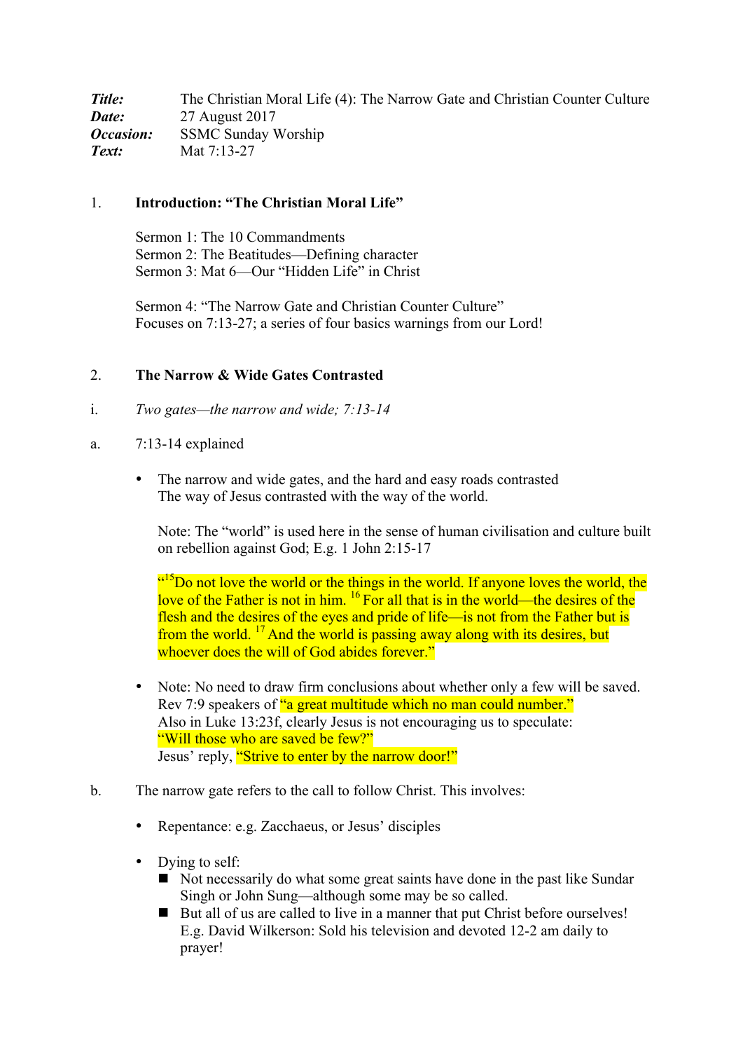***Title:*** The Christian Moral Life (4): The Narrow Gate and Christian Counter Culture
***Date:*** 27 August 2017
***Occasion:*** SSMC Sunday Worship
***Text:*** Mat 7:13-27

## 1. Introduction: "The Christian Moral Life"

Sermon 1: The 10 Commandments
Sermon 2: The Beatitudes—Defining character
Sermon 3: Mat 6—Our "Hidden Life" in Christ

Sermon 4: "The Narrow Gate and Christian Counter Culture"
Focuses on 7:13-27; a series of four basics warnings from our Lord!

## 2. The Narrow & Wide Gates Contrasted

i. *Two gates—the narrow and wide; 7:13-14*

a. 7:13-14 explained

- The narrow and wide gates, and the hard and easy roads contrasted
  The way of Jesus contrasted with the way of the world.

  Note: The "world" is used here in the sense of human civilisation and culture built on rebellion against God; E.g. 1 John 2:15-17

  "[15]Do not love the world or the things in the world. If anyone loves the world, the love of the Father is not in him. [16] For all that is in the world—the desires of the flesh and the desires of the eyes and pride of life—is not from the Father but is from the world. [17] And the world is passing away along with its desires, but whoever does the will of God abides forever."

- Note: No need to draw firm conclusions about whether only a few will be saved.
  Rev 7:9 speakers of "a great multitude which no man could number."
  Also in Luke 13:23f, clearly Jesus is not encouraging us to speculate:
  "Will those who are saved be few?"
  Jesus' reply, "Strive to enter by the narrow door!"

b. The narrow gate refers to the call to follow Christ. This involves:

- Repentance: e.g. Zacchaeus, or Jesus' disciples

- Dying to self:
  - Not necessarily do what some great saints have done in the past like Sundar Singh or John Sung—although some may be so called.
  - But all of us are called to live in a manner that put Christ before ourselves! E.g. David Wilkerson: Sold his television and devoted 12-2 am daily to prayer!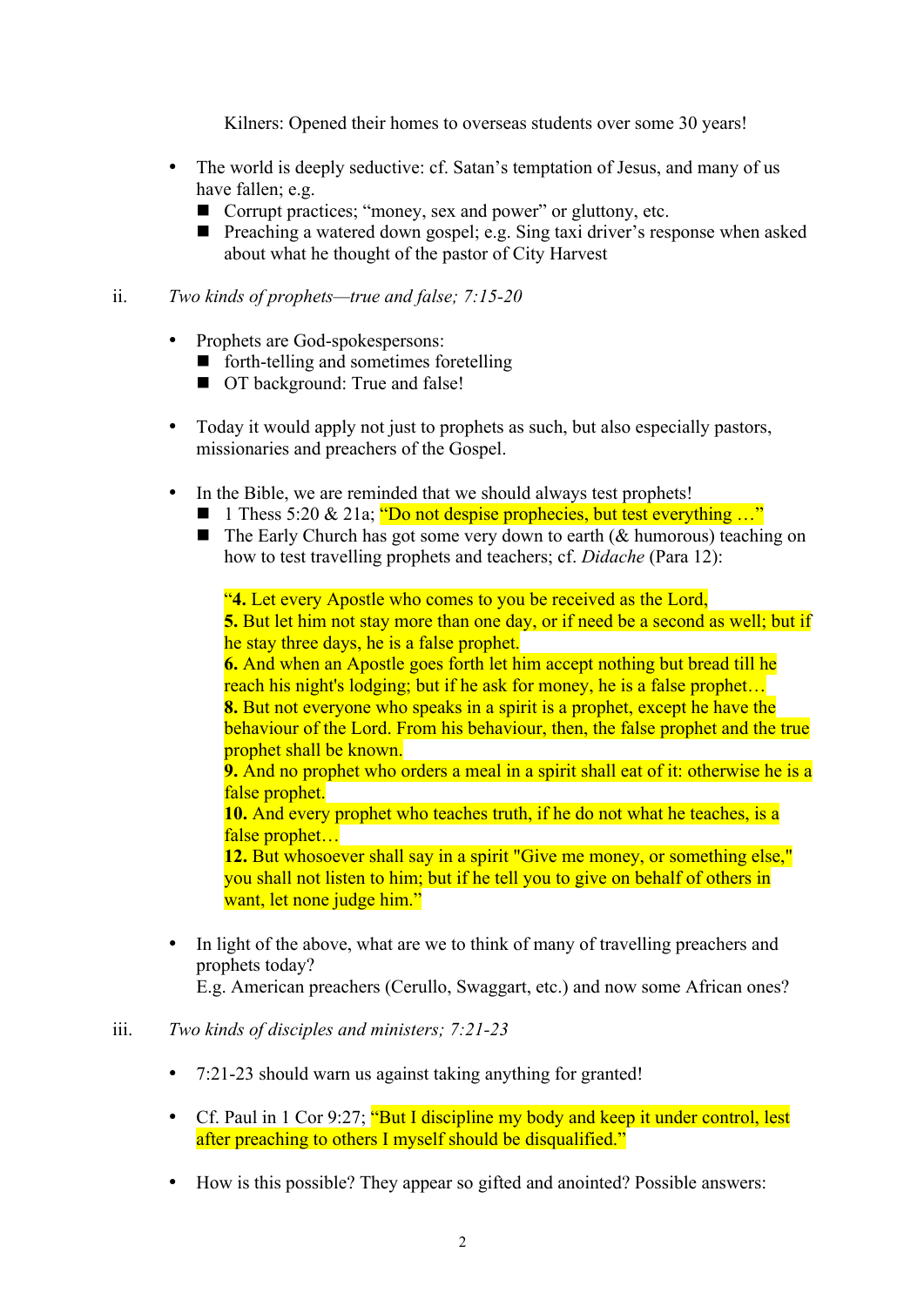Kilners: Opened their homes to overseas students over some 30 years!

- The world is deeply seductive: cf. Satan's temptation of Jesus, and many of us have fallen; e.g.
  - Corrupt practices; "money, sex and power" or gluttony, etc.
  - Preaching a watered down gospel; e.g. Sing taxi driver's response when asked about what he thought of the pastor of City Harvest

ii. *Two kinds of prophets—true and false; 7:15-20*

- Prophets are God-spokespersons:
  - forth-telling and sometimes foretelling
  - OT background: True and false!

- Today it would apply not just to prophets as such, but also especially pastors, missionaries and preachers of the Gospel.

- In the Bible, we are reminded that we should always test prophets!
  - 1 Thess 5:20 & 21a; "Do not despise prophecies, but test everything …"
  - The Early Church has got some very down to earth (& humorous) teaching on how to test travelling prophets and teachers; cf. *Didache* (Para 12):

    "**4.** Let every Apostle who comes to you be received as the Lord,
    **5.** But let him not stay more than one day, or if need be a second as well; but if he stay three days, he is a false prophet.
    **6.** And when an Apostle goes forth let him accept nothing but bread till he reach his night's lodging; but if he ask for money, he is a false prophet…
    **8.** But not everyone who speaks in a spirit is a prophet, except he have the behaviour of the Lord. From his behaviour, then, the false prophet and the true prophet shall be known.
    **9.** And no prophet who orders a meal in a spirit shall eat of it: otherwise he is a false prophet.
    **10.** And every prophet who teaches truth, if he do not what he teaches, is a false prophet…
    **12.** But whosoever shall say in a spirit "Give me money, or something else," you shall not listen to him; but if he tell you to give on behalf of others in want, let none judge him."

- In light of the above, what are we to think of many of travelling preachers and prophets today?
  E.g. American preachers (Cerullo, Swaggart, etc.) and now some African ones?

iii. *Two kinds of disciples and ministers; 7:21-23*

- 7:21-23 should warn us against taking anything for granted!

- Cf. Paul in 1 Cor 9:27; "But I discipline my body and keep it under control, lest after preaching to others I myself should be disqualified."

- How is this possible? They appear so gifted and anointed? Possible answers: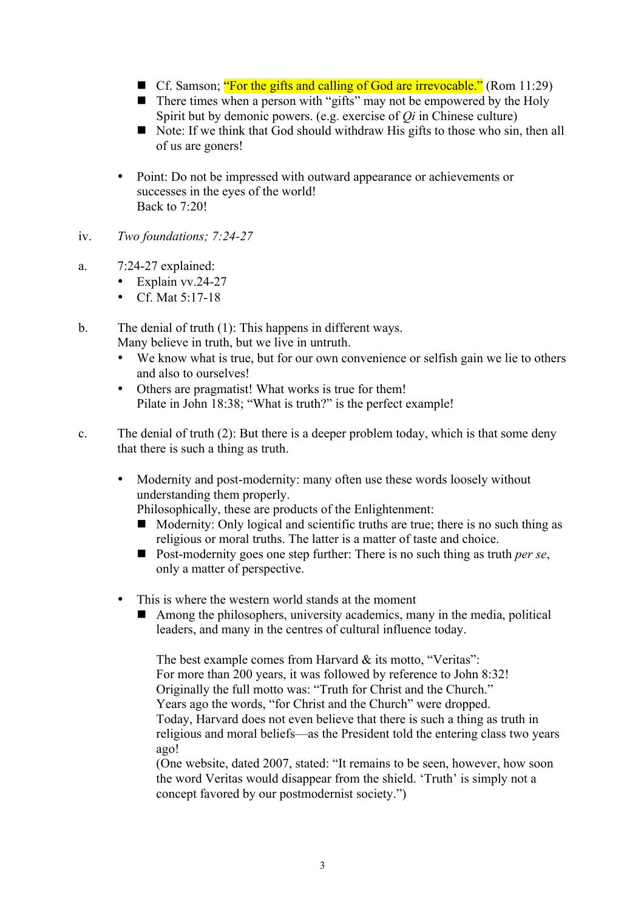- Cf. Samson; "For the gifts and calling of God are irrevocable." (Rom 11:29)
- There times when a person with "gifts" may not be empowered by the Holy Spirit but by demonic powers. (e.g. exercise of *Qi* in Chinese culture)
- Note: If we think that God should withdraw His gifts to those who sin, then all of us are goners!

- Point: Do not be impressed with outward appearance or achievements or successes in the eyes of the world!
  Back to 7:20!

iv. *Two foundations; 7:24-27*

a. 7:24-27 explained:
   - Explain vv.24-27
   - Cf. Mat 5:17-18

b. The denial of truth (1): This happens in different ways.
   Many believe in truth, but we live in untruth.
   - We know what is true, but for our own convenience or selfish gain we lie to others and also to ourselves!
   - Others are pragmatist! What works is true for them!
     Pilate in John 18:38; "What is truth?" is the perfect example!

c. The denial of truth (2): But there is a deeper problem today, which is that some deny that there is such a thing as truth.

   - Modernity and post-modernity: many often use these words loosely without understanding them properly.
     Philosophically, these are products of the Enlightenment:
     - Modernity: Only logical and scientific truths are true; there is no such thing as religious or moral truths. The latter is a matter of taste and choice.
     - Post-modernity goes one step further: There is no such thing as truth *per se*, only a matter of perspective.

   - This is where the western world stands at the moment
     - Among the philosophers, university academics, many in the media, political leaders, and many in the centres of cultural influence today.

       The best example comes from Harvard & its motto, "Veritas":
       For more than 200 years, it was followed by reference to John 8:32!
       Originally the full motto was: "Truth for Christ and the Church."
       Years ago the words, "for Christ and the Church" were dropped.
       Today, Harvard does not even believe that there is such a thing as truth in religious and moral beliefs—as the President told the entering class two years ago!
       (One website, dated 2007, stated: "It remains to be seen, however, how soon the word Veritas would disappear from the shield. 'Truth' is simply not a concept favored by our postmodernist society.")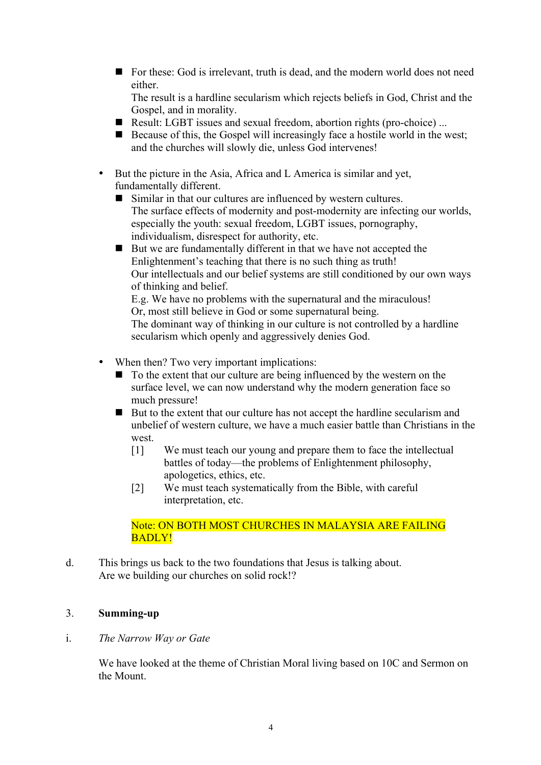- For these: God is irrelevant, truth is dead, and the modern world does not need either.
    The result is a hardline secularism which rejects beliefs in God, Christ and the Gospel, and in morality.
  - Result: LGBT issues and sexual freedom, abortion rights (pro-choice) ...
  - Because of this, the Gospel will increasingly face a hostile world in the west; and the churches will slowly die, unless God intervenes!

- But the picture in the Asia, Africa and L America is similar and yet, fundamentally different.
  - Similar in that our cultures are influenced by western cultures.
    The surface effects of modernity and post-modernity are infecting our worlds, especially the youth: sexual freedom, LGBT issues, pornography, individualism, disrespect for authority, etc.
  - But we are fundamentally different in that we have not accepted the Enlightenment's teaching that there is no such thing as truth!
    Our intellectuals and our belief systems are still conditioned by our own ways of thinking and belief.
    E.g. We have no problems with the supernatural and the miraculous!
    Or, most still believe in God or some supernatural being.
    The dominant way of thinking in our culture is not controlled by a hardline secularism which openly and aggressively denies God.

- When then? Two very important implications:
  - To the extent that our culture are being influenced by the western on the surface level, we can now understand why the modern generation face so much pressure!
  - But to the extent that our culture has not accept the hardline secularism and unbelief of western culture, we have a much easier battle than Christians in the west.
    
    [1] We must teach our young and prepare them to face the intellectual battles of today—the problems of Enlightenment philosophy, apologetics, ethics, etc.
    
    [2] We must teach systematically from the Bible, with careful interpretation, etc.

    Note: ON BOTH MOST CHURCHES IN MALAYSIA ARE FAILING BADLY!

d. This brings us back to the two foundations that Jesus is talking about.
Are we building our churches on solid rock!?

## 3. Summing-up

i. *The Narrow Way or Gate*

We have looked at the theme of Christian Moral living based on 10C and Sermon on the Mount.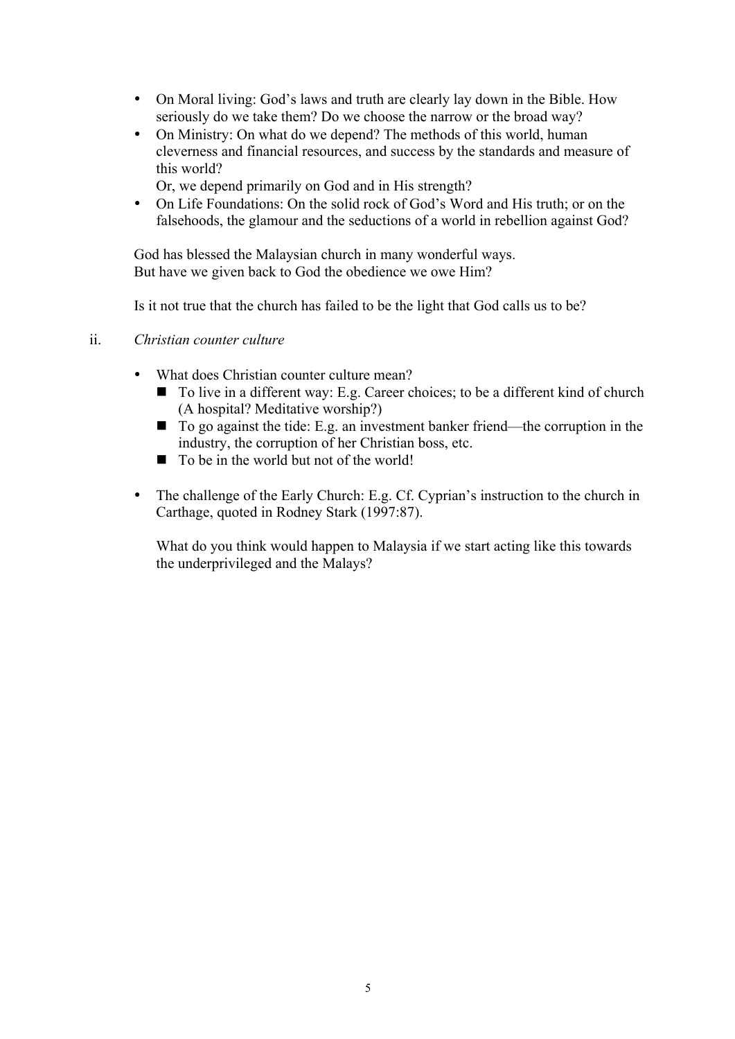- On Moral living: God's laws and truth are clearly lay down in the Bible. How seriously do we take them? Do we choose the narrow or the broad way?
- On Ministry: On what do we depend? The methods of this world, human cleverness and financial resources, and success by the standards and measure of this world?
  
  Or, we depend primarily on God and in His strength?
- On Life Foundations: On the solid rock of God's Word and His truth; or on the falsehoods, the glamour and the seductions of a world in rebellion against God?

God has blessed the Malaysian church in many wonderful ways.
But have we given back to God the obedience we owe Him?

Is it not true that the church has failed to be the light that God calls us to be?

ii. *Christian counter culture*

- What does Christian counter culture mean?
  - To live in a different way: E.g. Career choices; to be a different kind of church (A hospital? Meditative worship?)
  - To go against the tide: E.g. an investment banker friend—the corruption in the industry, the corruption of her Christian boss, etc.
  - To be in the world but not of the world!

- The challenge of the Early Church: E.g. Cf. Cyprian's instruction to the church in Carthage, quoted in Rodney Stark (1997:87).

  What do you think would happen to Malaysia if we start acting like this towards the underprivileged and the Malays?